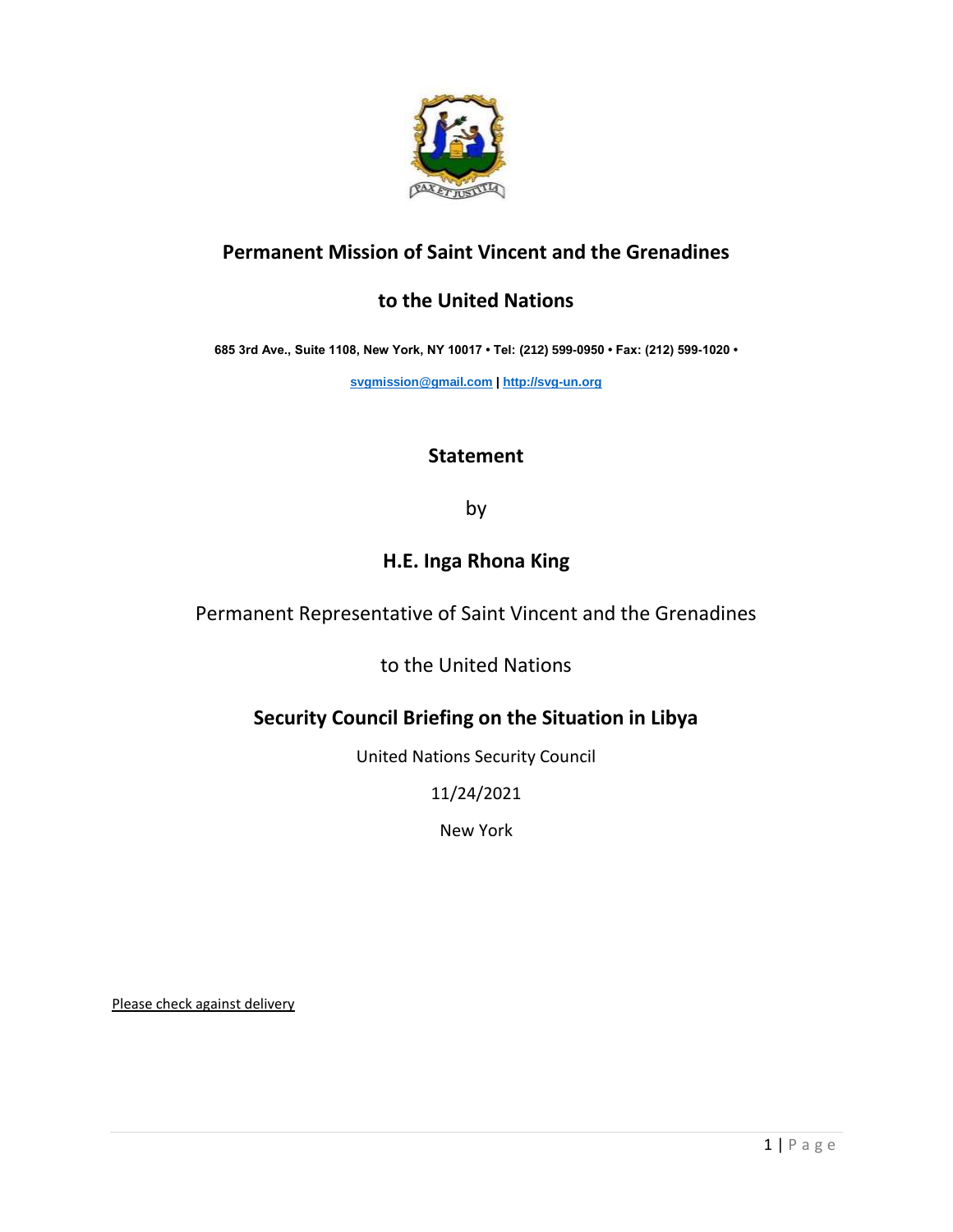## Permanent Mission of Saint Vincent and the Grenadines

## to the United Nations

**685 3rd Ave., Suite 1108, New York, NY 10017 • Tel: (212) 599-0950 • Fax: (212) 599-1020 •**

**svgmission@gmail.com | http://svg-un.org**

## Statement

by

## H.E. Inga Rhona King

Permanent Representative of Saint Vincent and the Grenadines

to the United Nations

## Security Council Briefing on the Situation in Libya

United Nations Security Council

11/24/2021

New York

Please check against delivery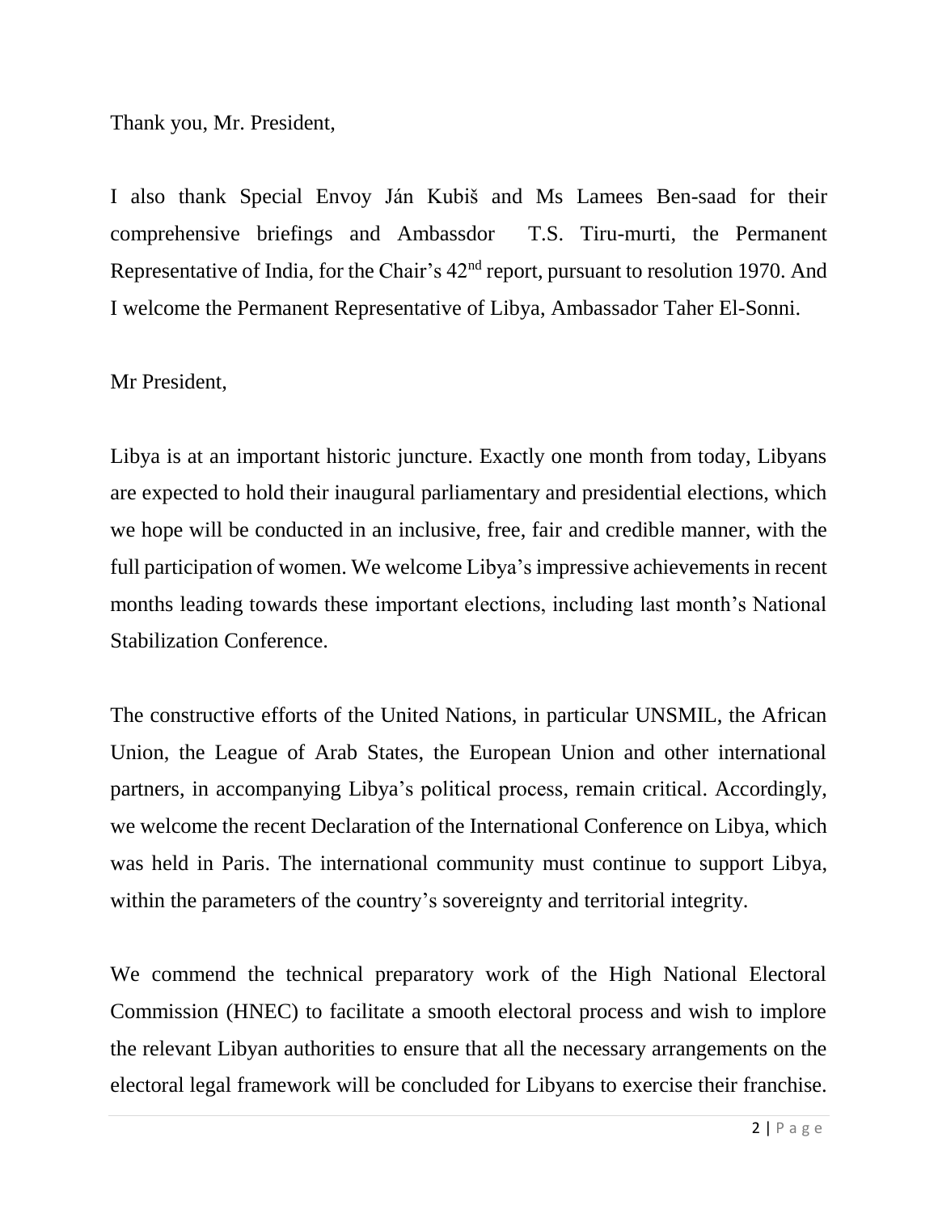Thank you, Mr. President,

I also thank Special Envoy Ján Kubiš and Ms Lamees Ben-saad for their comprehensive briefings and Ambassdor T.S. Tiru-murti, the Permanent Representative of India, for the Chair's 42nd report, pursuant to resolution 1970. And I welcome the Permanent Representative of Libya, Ambassador Taher El-Sonni.

Mr President,

Libya is at an important historic juncture. Exactly one month from today, Libyans are expected to hold their inaugural parliamentary and presidential elections, which we hope will be conducted in an inclusive, free, fair and credible manner, with the full participation of women. We welcome Libya's impressive achievements in recent months leading towards these important elections, including last month's National Stabilization Conference.

The constructive efforts of the United Nations, in particular UNSMIL, the African Union, the League of Arab States, the European Union and other international partners, in accompanying Libya's political process, remain critical. Accordingly, we welcome the recent Declaration of the International Conference on Libya, which was held in Paris. The international community must continue to support Libya, within the parameters of the country's sovereignty and territorial integrity.

We commend the technical preparatory work of the High National Electoral Commission (HNEC) to facilitate a smooth electoral process and wish to implore the relevant Libyan authorities to ensure that all the necessary arrangements on the electoral legal framework will be concluded for Libyans to exercise their franchise.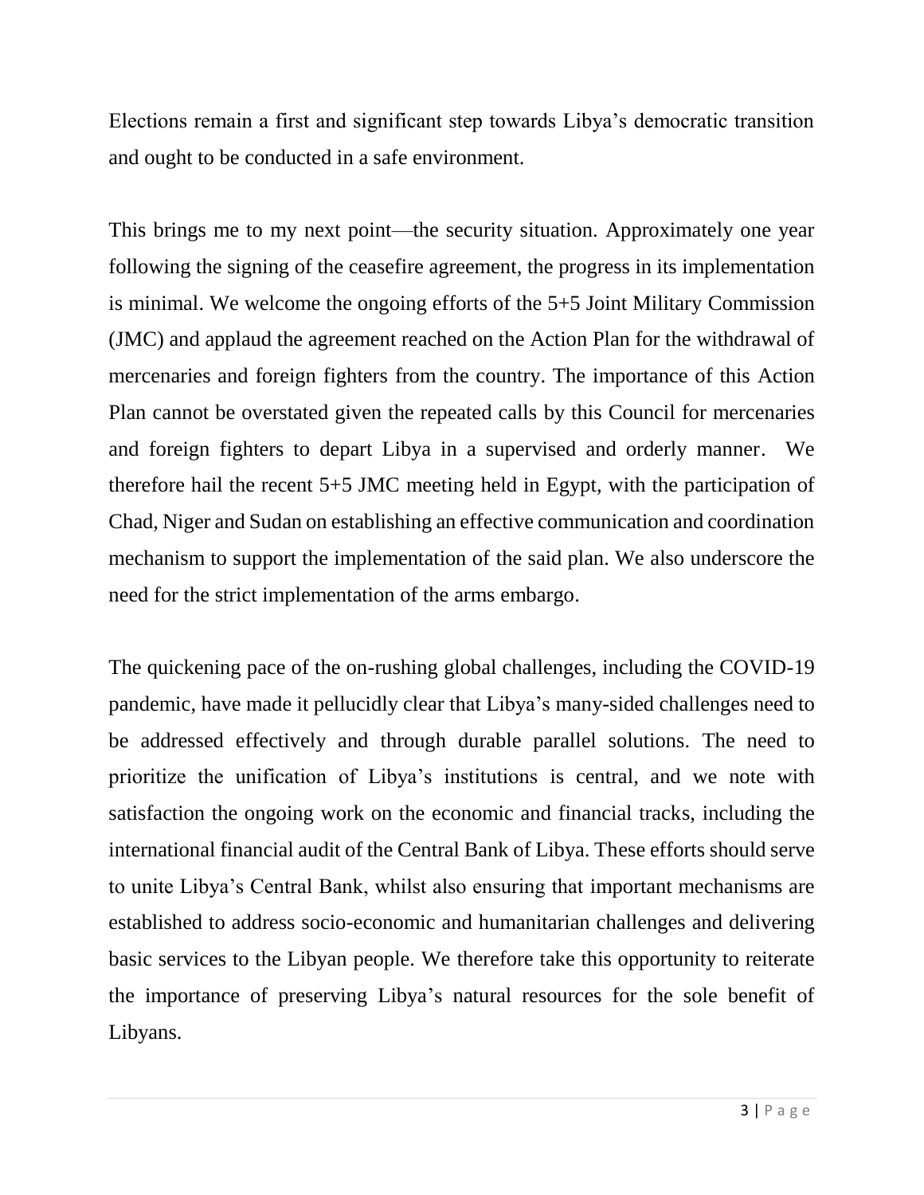Elections remain a first and significant step towards Libya's democratic transition and ought to be conducted in a safe environment.

This brings me to my next point—the security situation. Approximately one year following the signing of the ceasefire agreement, the progress in its implementation is minimal. We welcome the ongoing efforts of the 5+5 Joint Military Commission (JMC) and applaud the agreement reached on the Action Plan for the withdrawal of mercenaries and foreign fighters from the country. The importance of this Action Plan cannot be overstated given the repeated calls by this Council for mercenaries and foreign fighters to depart Libya in a supervised and orderly manner. We therefore hail the recent 5+5 JMC meeting held in Egypt, with the participation of Chad, Niger and Sudan on establishing an effective communication and coordination mechanism to support the implementation of the said plan. We also underscore the need for the strict implementation of the arms embargo.

The quickening pace of the on-rushing global challenges, including the COVID-19 pandemic, have made it pellucidly clear that Libya's many-sided challenges need to be addressed effectively and through durable parallel solutions. The need to prioritize the unification of Libya's institutions is central, and we note with satisfaction the ongoing work on the economic and financial tracks, including the international financial audit of the Central Bank of Libya. These efforts should serve to unite Libya's Central Bank, whilst also ensuring that important mechanisms are established to address socio-economic and humanitarian challenges and delivering basic services to the Libyan people. We therefore take this opportunity to reiterate the importance of preserving Libya's natural resources for the sole benefit of Libyans.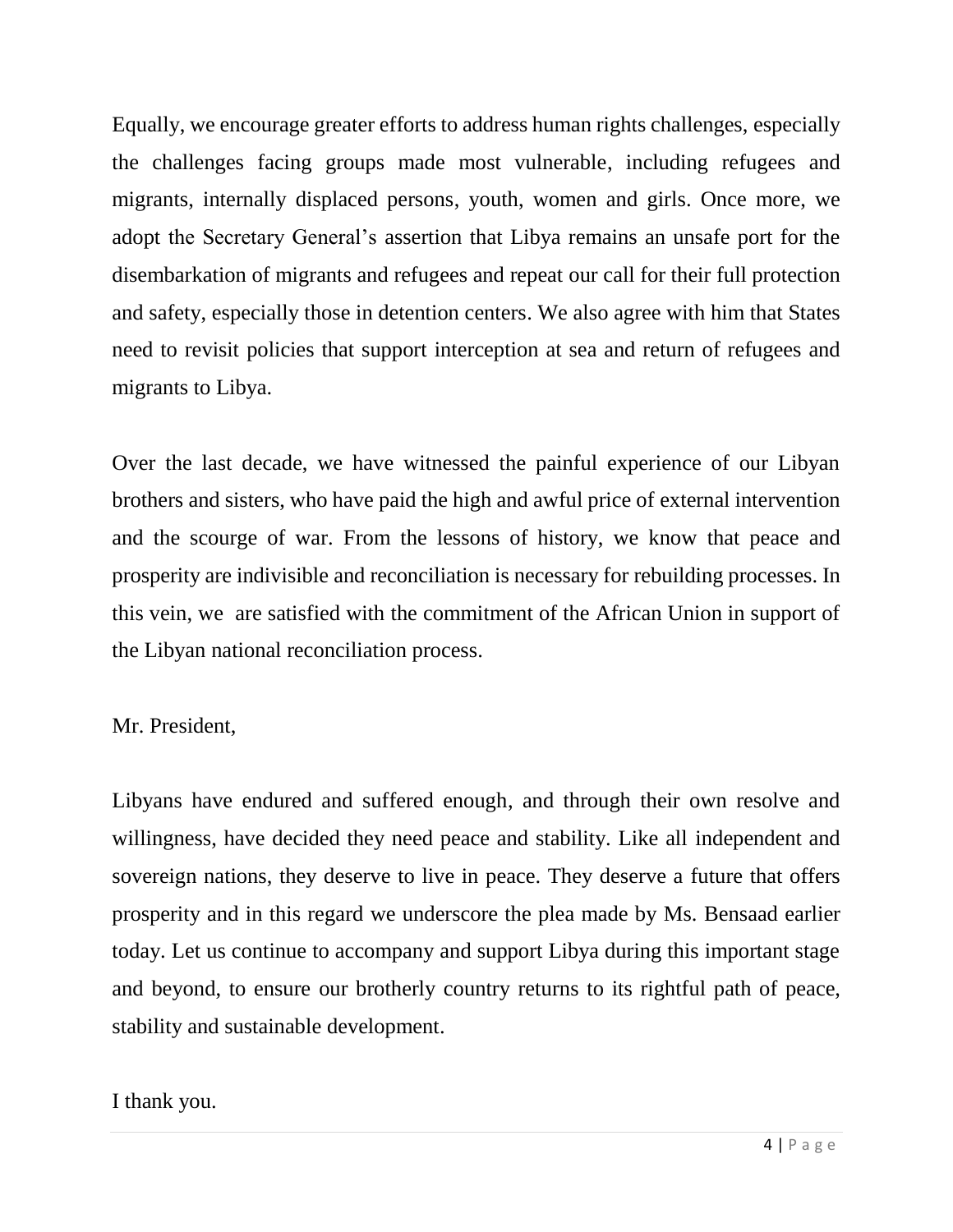Equally, we encourage greater efforts to address human rights challenges, especially the challenges facing groups made most vulnerable, including refugees and migrants, internally displaced persons, youth, women and girls. Once more, we adopt the Secretary General's assertion that Libya remains an unsafe port for the disembarkation of migrants and refugees and repeat our call for their full protection and safety, especially those in detention centers. We also agree with him that States need to revisit policies that support interception at sea and return of refugees and migrants to Libya.

Over the last decade, we have witnessed the painful experience of our Libyan brothers and sisters, who have paid the high and awful price of external intervention and the scourge of war. From the lessons of history, we know that peace and prosperity are indivisible and reconciliation is necessary for rebuilding processes. In this vein, we are satisfied with the commitment of the African Union in support of the Libyan national reconciliation process.

Mr. President,

Libyans have endured and suffered enough, and through their own resolve and willingness, have decided they need peace and stability. Like all independent and sovereign nations, they deserve to live in peace. They deserve a future that offers prosperity and in this regard we underscore the plea made by Ms. Bensaad earlier today. Let us continue to accompany and support Libya during this important stage and beyond, to ensure our brotherly country returns to its rightful path of peace, stability and sustainable development.

I thank you.